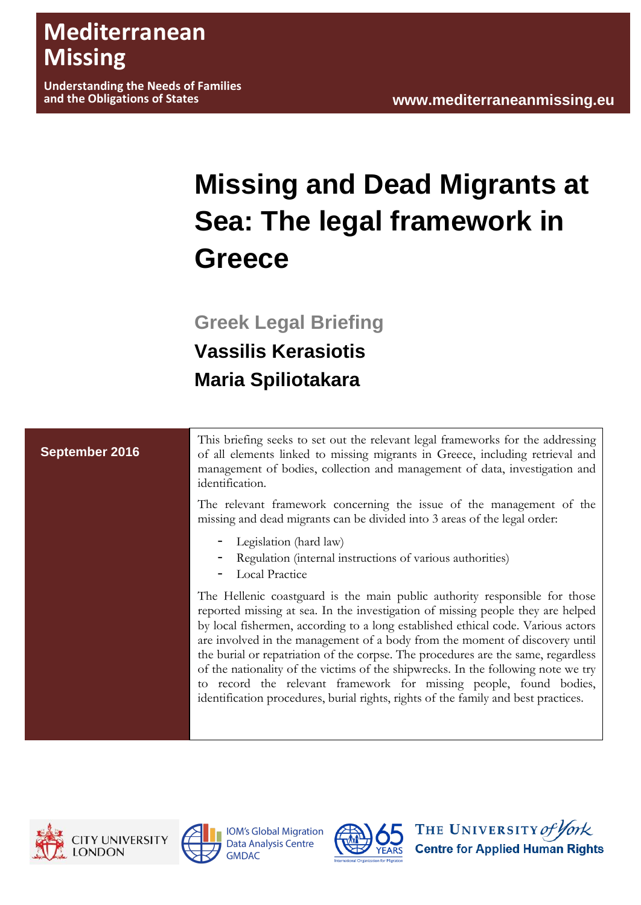**Mediterranean Missing**

**Understanding the Needs of Families and the Obligations of States**

**www.mediterraneanmissing.eu**

# Missing and Dead Migrants at Sea: The legal framework in Greece

## Greek Legal Briefing

**Vassilis Kerasiotis**

**Maria Spiliotakara**

**September 2016**

This briefing seeks to set out the relevant legal frameworks for the addressing of all elements linked to missing migrants in Greece, including retrieval and management of bodies, collection and management of data, investigation and identification.

The relevant framework concerning the issue of the management of the missing and dead migrants can be divided into 3 areas of the legal order:

- Legislation (hard law)
- Regulation (internal instructions of various authorities)
- Local Practice

The Hellenic coastguard is the main public authority responsible for those reported missing at sea. In the investigation of missing people they are helped by local fishermen, according to a long established ethical code. Various actors are involved in the management of a body from the moment of discovery until the burial or repatriation of the corpse. The procedures are the same, regardless of the nationality of the victims of the shipwrecks. In the following note we try to record the relevant framework for missing people, found bodies, identification procedures, burial rights, rights of the family and best practices.

CITY UNIVERSITY LONDON

IOM's Global Migration Data Analysis Centre GMDAC

65 YEARS International Organization for Migration

THE UNIVERSITY of York Centre for Applied Human Rights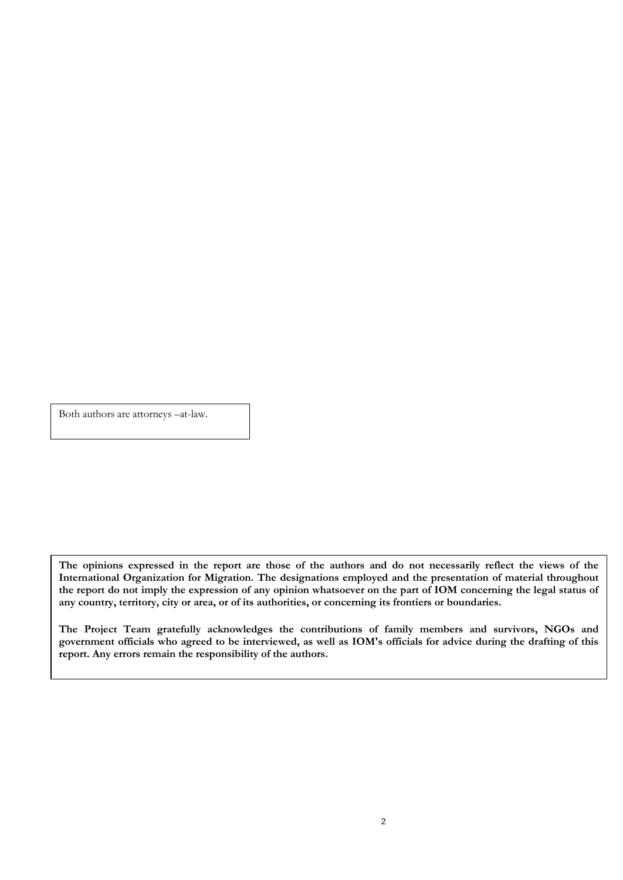Both authors are attorneys –at-law.

**The opinions expressed in the report are those of the authors and do not necessarily reflect the views of the International Organization for Migration. The designations employed and the presentation of material throughout the report do not imply the expression of any opinion whatsoever on the part of IOM concerning the legal status of any country, territory, city or area, or of its authorities, or concerning its frontiers or boundaries.**

**The Project Team gratefully acknowledges the contributions of family members and survivors, NGOs and government officials who agreed to be interviewed, as well as IOM's officials for advice during the drafting of this report. Any errors remain the responsibility of the authors.**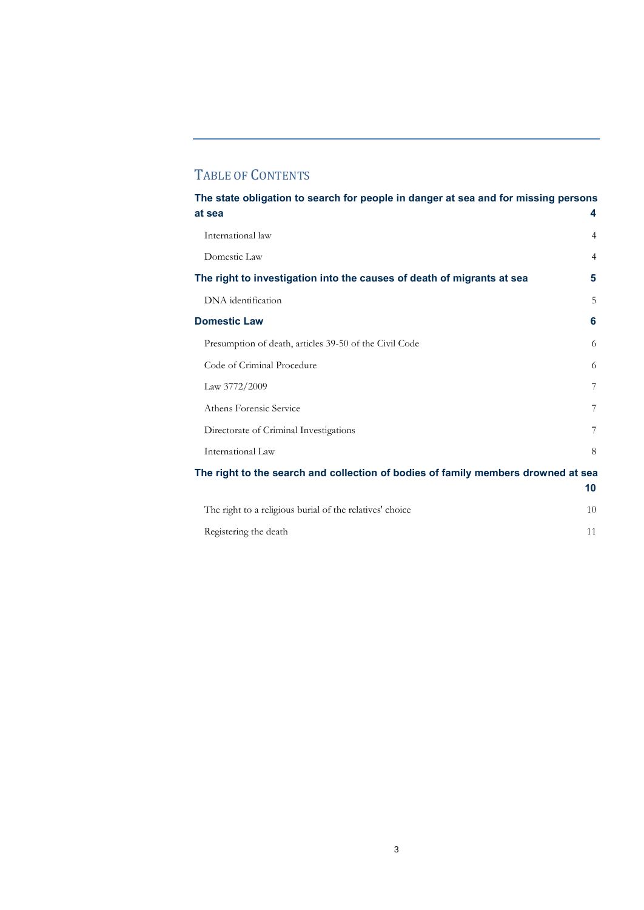# Table of Contents

**The state obligation to search for people in danger at sea and for missing persons at sea** 4

International law 4

Domestic Law 4

**The right to investigation into the causes of death of migrants at sea** 5

DNA identification 5

**Domestic Law** 6

Presumption of death, articles 39-50 of the Civil Code 6

Code of Criminal Procedure 6

Law 3772/2009 7

Athens Forensic Service 7

Directorate of Criminal Investigations 7

International Law 8

**The right to the search and collection of bodies of family members drowned at sea** 10

The right to a religious burial of the relatives' choice 10

Registering the death 11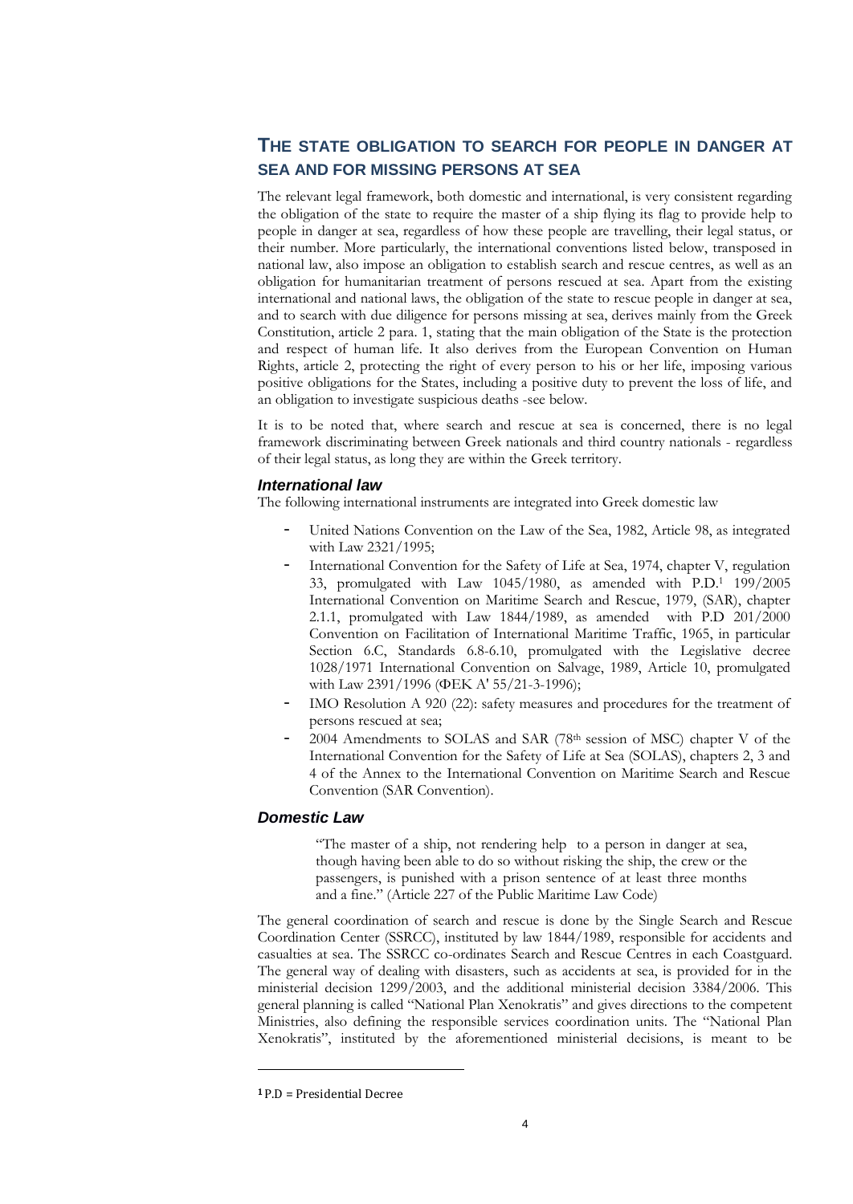## THE STATE OBLIGATION TO SEARCH FOR PEOPLE IN DANGER AT SEA AND FOR MISSING PERSONS AT SEA

The relevant legal framework, both domestic and international, is very consistent regarding the obligation of the state to require the master of a ship flying its flag to provide help to people in danger at sea, regardless of how these people are travelling, their legal status, or their number. More particularly, the international conventions listed below, transposed in national law, also impose an obligation to establish search and rescue centres, as well as an obligation for humanitarian treatment of persons rescued at sea. Apart from the existing international and national laws, the obligation of the state to rescue people in danger at sea, and to search with due diligence for persons missing at sea, derives mainly from the Greek Constitution, article 2 para. 1, stating that the main obligation of the State is the protection and respect of human life. It also derives from the European Convention on Human Rights, article 2, protecting the right of every person to his or her life, imposing various positive obligations for the States, including a positive duty to prevent the loss of life, and an obligation to investigate suspicious deaths -see below.

It is to be noted that, where search and rescue at sea is concerned, there is no legal framework discriminating between Greek nationals and third country nationals - regardless of their legal status, as long they are within the Greek territory.

### *International law*

The following international instruments are integrated into Greek domestic law

- United Nations Convention on the Law of the Sea, 1982, Article 98, as integrated with Law 2321/1995;
- International Convention for the Safety of Life at Sea, 1974, chapter V, regulation 33, promulgated with Law 1045/1980, as amended with P.D.[1] 199/2005 International Convention on Maritime Search and Rescue, 1979, (SAR), chapter 2.1.1, promulgated with Law 1844/1989, as amended with P.D 201/2000 Convention on Facilitation of International Maritime Traffic, 1965, in particular Section 6.C, Standards 6.8-6.10, promulgated with the Legislative decree 1028/1971 International Convention on Salvage, 1989, Article 10, promulgated with Law 2391/1996 (ΦΕΚ Α' 55/21-3-1996);
- IMO Resolution A 920 (22): safety measures and procedures for the treatment of persons rescued at sea;
- 2004 Amendments to SOLAS and SAR (78th session of MSC) chapter V of the International Convention for the Safety of Life at Sea (SOLAS), chapters 2, 3 and 4 of the Annex to the International Convention on Maritime Search and Rescue Convention (SAR Convention).

### *Domestic Law*

> "The master of a ship, not rendering help to a person in danger at sea, though having been able to do so without risking the ship, the crew or the passengers, is punished with a prison sentence of at least three months and a fine." (Article 227 of the Public Maritime Law Code)

The general coordination of search and rescue is done by the Single Search and Rescue Coordination Center (SSRCC), instituted by law 1844/1989, responsible for accidents and casualties at sea. The SSRCC co-ordinates Search and Rescue Centres in each Coastguard. The general way of dealing with disasters, such as accidents at sea, is provided for in the ministerial decision 1299/2003, and the additional ministerial decision 3384/2006. This general planning is called "National Plan Xenokratis" and gives directions to the competent Ministries, also defining the responsible services coordination units. The "National Plan Xenokratis", instituted by the aforementioned ministerial decisions, is meant to be

[1] P.D = Presidential Decree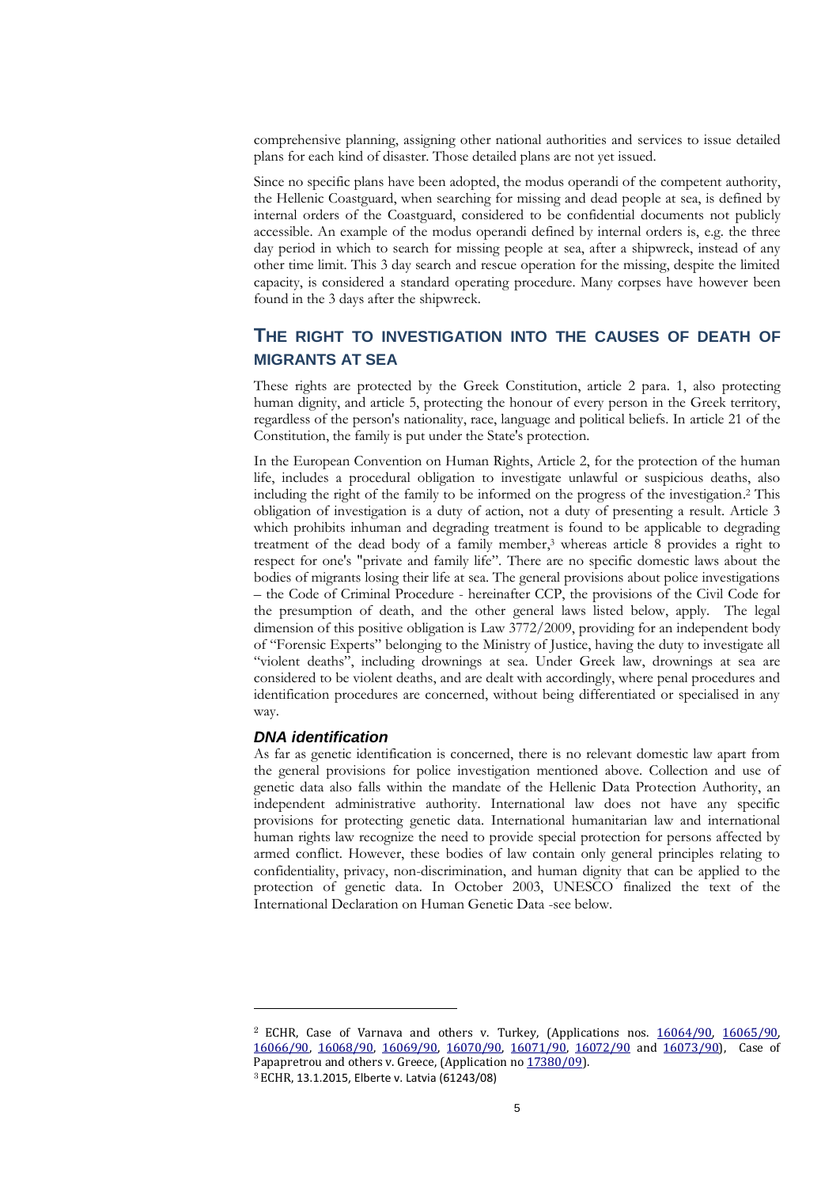comprehensive planning, assigning other national authorities and services to issue detailed plans for each kind of disaster. Those detailed plans are not yet issued.

Since no specific plans have been adopted, the modus operandi of the competent authority, the Hellenic Coastguard, when searching for missing and dead people at sea, is defined by internal orders of the Coastguard, considered to be confidential documents not publicly accessible. An example of the modus operandi defined by internal orders is, e.g. the three day period in which to search for missing people at sea, after a shipwreck, instead of any other time limit. This 3 day search and rescue operation for the missing, despite the limited capacity, is considered a standard operating procedure. Many corpses have however been found in the 3 days after the shipwreck.

## THE RIGHT TO INVESTIGATION INTO THE CAUSES OF DEATH OF MIGRANTS AT SEA

These rights are protected by the Greek Constitution, article 2 para. 1, also protecting human dignity, and article 5, protecting the honour of every person in the Greek territory, regardless of the person's nationality, race, language and political beliefs. In article 21 of the Constitution, the family is put under the State's protection.

In the European Convention on Human Rights, Article 2, for the protection of the human life, includes a procedural obligation to investigate unlawful or suspicious deaths, also including the right of the family to be informed on the progress of the investigation.[2] This obligation of investigation is a duty of action, not a duty of presenting a result. Article 3 which prohibits inhuman and degrading treatment is found to be applicable to degrading treatment of the dead body of a family member,[3] whereas article 8 provides a right to respect for one's "private and family life". There are no specific domestic laws about the bodies of migrants losing their life at sea. The general provisions about police investigations – the Code of Criminal Procedure - hereinafter CCP, the provisions of the Civil Code for the presumption of death, and the other general laws listed below, apply. The legal dimension of this positive obligation is Law 3772/2009, providing for an independent body of "Forensic Experts" belonging to the Ministry of Justice, having the duty to investigate all "violent deaths", including drownings at sea. Under Greek law, drownings at sea are considered to be violent deaths, and are dealt with accordingly, where penal procedures and identification procedures are concerned, without being differentiated or specialised in any way.

### *DNA identification*

As far as genetic identification is concerned, there is no relevant domestic law apart from the general provisions for police investigation mentioned above. Collection and use of genetic data also falls within the mandate of the Hellenic Data Protection Authority, an independent administrative authority. International law does not have any specific provisions for protecting genetic data. International humanitarian law and international human rights law recognize the need to provide special protection for persons affected by armed conflict. However, these bodies of law contain only general principles relating to confidentiality, privacy, non-discrimination, and human dignity that can be applied to the protection of genetic data. In October 2003, UNESCO finalized the text of the International Declaration on Human Genetic Data -see below.

---

[2] ECHR, Case of Varnava and others v. Turkey, (Applications nos. 16064/90, 16065/90, 16066/90, 16068/90, 16069/90, 16070/90, 16071/90, 16072/90 and 16073/90), Case of Papapretrou and others v. Greece, (Application no 17380/09).

[3] ECHR, 13.1.2015, Elberte v. Latvia (61243/08)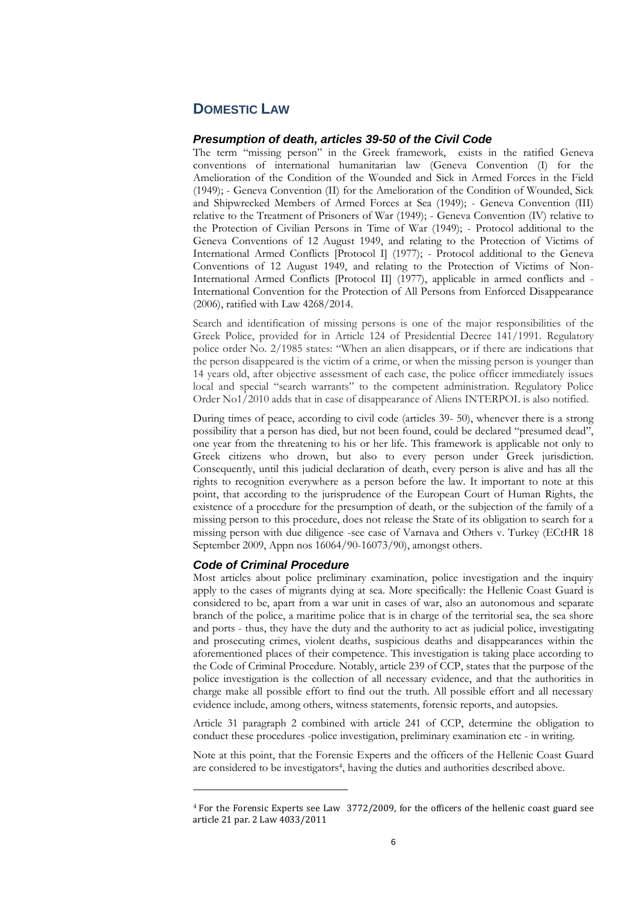## DOMESTIC LAW

### *Presumption of death, articles 39-50 of the Civil Code*

The term "missing person" in the Greek framework, exists in the ratified Geneva conventions of international humanitarian law (Geneva Convention (I) for the Amelioration of the Condition of the Wounded and Sick in Armed Forces in the Field (1949); - Geneva Convention (II) for the Amelioration of the Condition of Wounded, Sick and Shipwrecked Members of Armed Forces at Sea (1949); - Geneva Convention (III) relative to the Treatment of Prisoners of War (1949); - Geneva Convention (IV) relative to the Protection of Civilian Persons in Time of War (1949); - Protocol additional to the Geneva Conventions of 12 August 1949, and relating to the Protection of Victims of International Armed Conflicts [Protocol I] (1977); - Protocol additional to the Geneva Conventions of 12 August 1949, and relating to the Protection of Victims of Non-International Armed Conflicts [Protocol II] (1977), applicable in armed conflicts and - International Convention for the Protection of All Persons from Enforced Disappearance (2006), ratified with Law 4268/2014.

Search and identification of missing persons is one of the major responsibilities of the Greek Police, provided for in Article 124 of Presidential Decree 141/1991. Regulatory police order No. 2/1985 states: "When an alien disappears, or if there are indications that the person disappeared is the victim of a crime, or when the missing person is younger than 14 years old, after objective assessment of each case, the police officer immediately issues local and special "search warrants" to the competent administration. Regulatory Police Order No1/2010 adds that in case of disappearance of Aliens INTERPOL is also notified.

During times of peace, according to civil code (articles 39- 50), whenever there is a strong possibility that a person has died, but not been found, could be declared "presumed dead", one year from the threatening to his or her life. This framework is applicable not only to Greek citizens who drown, but also to every person under Greek jurisdiction. Consequently, until this judicial declaration of death, every person is alive and has all the rights to recognition everywhere as a person before the law. It important to note at this point, that according to the jurisprudence of the European Court of Human Rights, the existence of a procedure for the presumption of death, or the subjection of the family of a missing person to this procedure, does not release the State of its obligation to search for a missing person with due diligence -see case of Varnava and Others v. Turkey (ECtHR 18 September 2009, Appn nos 16064/90-16073/90), amongst others.

### *Code of Criminal Procedure*

Most articles about police preliminary examination, police investigation and the inquiry apply to the cases of migrants dying at sea. More specifically: the Hellenic Coast Guard is considered to be, apart from a war unit in cases of war, also an autonomous and separate branch of the police, a maritime police that is in charge of the territorial sea, the sea shore and ports - thus, they have the duty and the authority to act as judicial police, investigating and prosecuting crimes, violent deaths, suspicious deaths and disappearances within the aforementioned places of their competence. This investigation is taking place according to the Code of Criminal Procedure. Notably, article 239 of CCP, states that the purpose of the police investigation is the collection of all necessary evidence, and that the authorities in charge make all possible effort to find out the truth. All possible effort and all necessary evidence include, among others, witness statements, forensic reports, and autopsies.

Article 31 paragraph 2 combined with article 241 of CCP, determine the obligation to conduct these procedures -police investigation, preliminary examination etc - in writing.

Note at this point, that the Forensic Experts and the officers of the Hellenic Coast Guard are considered to be investigators[4], having the duties and authorities described above.

---

[4] For the Forensic Experts see Law 3772/2009, for the officers of the hellenic coast guard see article 21 par. 2 Law 4033/2011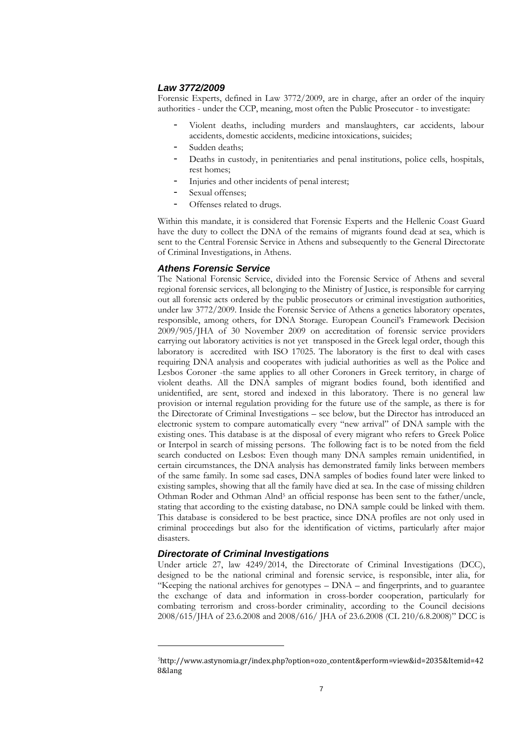### *Law 3772/2009*

Forensic Experts, defined in Law 3772/2009, are in charge, after an order of the inquiry authorities - under the CCP, meaning, most often the Public Prosecutor - to investigate:

- Violent deaths, including murders and manslaughters, car accidents, labour accidents, domestic accidents, medicine intoxications, suicides;
- Sudden deaths;
- Deaths in custody, in penitentiaries and penal institutions, police cells, hospitals, rest homes;
- Injuries and other incidents of penal interest;
- Sexual offenses;
- Offenses related to drugs.

Within this mandate, it is considered that Forensic Experts and the Hellenic Coast Guard have the duty to collect the DNA of the remains of migrants found dead at sea, which is sent to the Central Forensic Service in Athens and subsequently to the General Directorate of Criminal Investigations, in Athens.

### *Athens Forensic Service*

The National Forensic Service, divided into the Forensic Service of Athens and several regional forensic services, all belonging to the Ministry of Justice, is responsible for carrying out all forensic acts ordered by the public prosecutors or criminal investigation authorities, under law 3772/2009. Inside the Forensic Service of Athens a genetics laboratory operates, responsible, among others, for DNA Storage. European Council's Framework Decision 2009/905/JHA of 30 November 2009 on accreditation of forensic service providers carrying out laboratory activities is not yet transposed in the Greek legal order, though this laboratory is accredited with ISO 17025. The laboratory is the first to deal with cases requiring DNA analysis and cooperates with judicial authorities as well as the Police and Lesbos Coroner -the same applies to all other Coroners in Greek territory, in charge of violent deaths. All the DNA samples of migrant bodies found, both identified and unidentified, are sent, stored and indexed in this laboratory. There is no general law provision or internal regulation providing for the future use of the sample, as there is for the Directorate of Criminal Investigations – see below, but the Director has introduced an electronic system to compare automatically every "new arrival" of DNA sample with the existing ones. This database is at the disposal of every migrant who refers to Greek Police or Interpol in search of missing persons. The following fact is to be noted from the field search conducted on Lesbos: Even though many DNA samples remain unidentified, in certain circumstances, the DNA analysis has demonstrated family links between members of the same family. In some sad cases, DNA samples of bodies found later were linked to existing samples, showing that all the family have died at sea. In the case of missing children Othman Roder and Othman Alnd[5] an official response has been sent to the father/uncle, stating that according to the existing database, no DNA sample could be linked with them. This database is considered to be best practice, since DNA profiles are not only used in criminal proceedings but also for the identification of victims, particularly after major disasters.

### *Directorate of Criminal Investigations*

Under article 27, law 4249/2014, the Directorate of Criminal Investigations (DCC), designed to be the national criminal and forensic service, is responsible, inter alia, for "Keeping the national archives for genotypes – DNA – and fingerprints, and to guarantee the exchange of data and information in cross-border cooperation, particularly for combating terrorism and cross-border criminality, according to the Council decisions 2008/615/JHA of 23.6.2008 and 2008/616/ JHA of 23.6.2008 (CL 210/6.8.2008)" DCC is

---

[5] http://www.astynomia.gr/index.php?option=ozo_content&perform=view&id=2035&Itemid=428&lang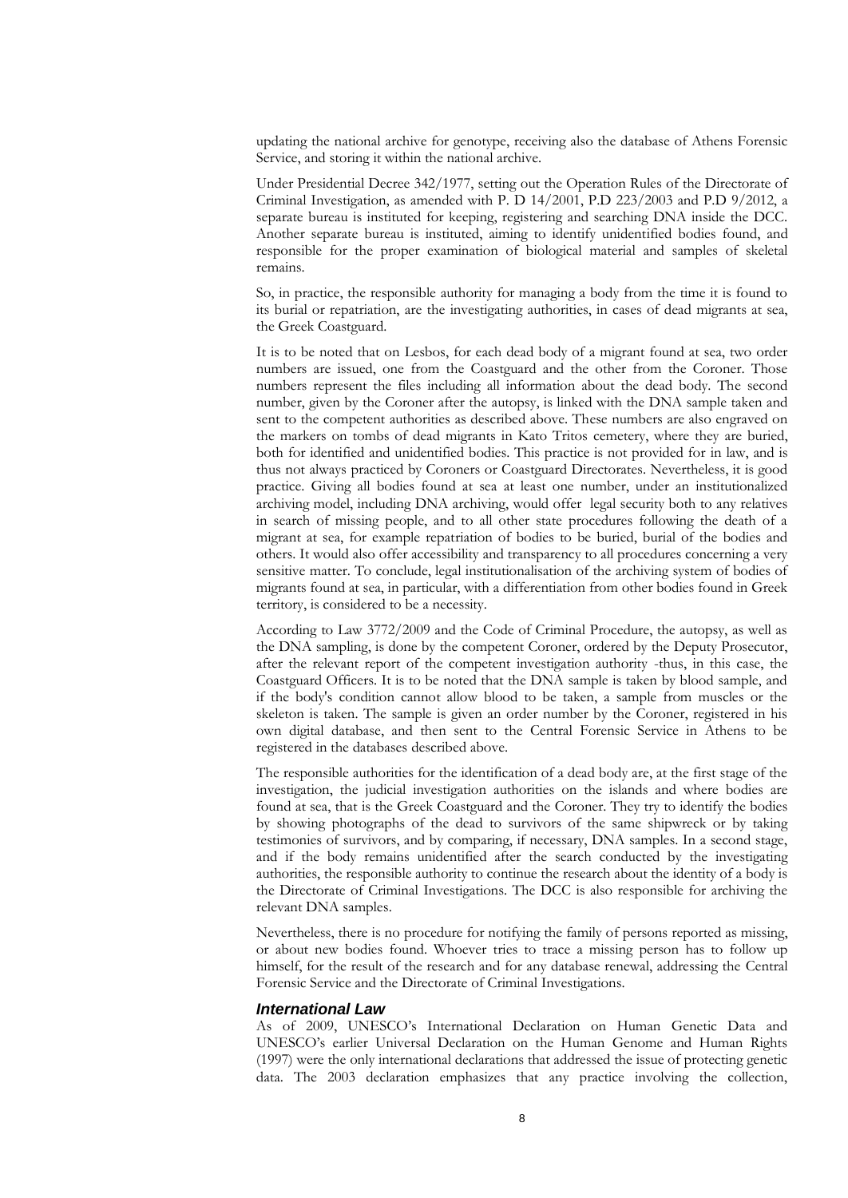updating the national archive for genotype, receiving also the database of Athens Forensic Service, and storing it within the national archive.

Under Presidential Decree 342/1977, setting out the Operation Rules of the Directorate of Criminal Investigation, as amended with P. D 14/2001, P.D 223/2003 and P.D 9/2012, a separate bureau is instituted for keeping, registering and searching DNA inside the DCC. Another separate bureau is instituted, aiming to identify unidentified bodies found, and responsible for the proper examination of biological material and samples of skeletal remains.

So, in practice, the responsible authority for managing a body from the time it is found to its burial or repatriation, are the investigating authorities, in cases of dead migrants at sea, the Greek Coastguard.

It is to be noted that on Lesbos, for each dead body of a migrant found at sea, two order numbers are issued, one from the Coastguard and the other from the Coroner. Those numbers represent the files including all information about the dead body. The second number, given by the Coroner after the autopsy, is linked with the DNA sample taken and sent to the competent authorities as described above. These numbers are also engraved on the markers on tombs of dead migrants in Kato Tritos cemetery, where they are buried, both for identified and unidentified bodies. This practice is not provided for in law, and is thus not always practiced by Coroners or Coastguard Directorates. Nevertheless, it is good practice. Giving all bodies found at sea at least one number, under an institutionalized archiving model, including DNA archiving, would offer legal security both to any relatives in search of missing people, and to all other state procedures following the death of a migrant at sea, for example repatriation of bodies to be buried, burial of the bodies and others. It would also offer accessibility and transparency to all procedures concerning a very sensitive matter. To conclude, legal institutionalisation of the archiving system of bodies of migrants found at sea, in particular, with a differentiation from other bodies found in Greek territory, is considered to be a necessity.

According to Law 3772/2009 and the Code of Criminal Procedure, the autopsy, as well as the DNA sampling, is done by the competent Coroner, ordered by the Deputy Prosecutor, after the relevant report of the competent investigation authority -thus, in this case, the Coastguard Officers. It is to be noted that the DNA sample is taken by blood sample, and if the body's condition cannot allow blood to be taken, a sample from muscles or the skeleton is taken. The sample is given an order number by the Coroner, registered in his own digital database, and then sent to the Central Forensic Service in Athens to be registered in the databases described above.

The responsible authorities for the identification of a dead body are, at the first stage of the investigation, the judicial investigation authorities on the islands and where bodies are found at sea, that is the Greek Coastguard and the Coroner. They try to identify the bodies by showing photographs of the dead to survivors of the same shipwreck or by taking testimonies of survivors, and by comparing, if necessary, DNA samples. In a second stage, and if the body remains unidentified after the search conducted by the investigating authorities, the responsible authority to continue the research about the identity of a body is the Directorate of Criminal Investigations. The DCC is also responsible for archiving the relevant DNA samples.

Nevertheless, there is no procedure for notifying the family of persons reported as missing, or about new bodies found. Whoever tries to trace a missing person has to follow up himself, for the result of the research and for any database renewal, addressing the Central Forensic Service and the Directorate of Criminal Investigations.

### *International Law*

As of 2009, UNESCO's International Declaration on Human Genetic Data and UNESCO's earlier Universal Declaration on the Human Genome and Human Rights (1997) were the only international declarations that addressed the issue of protecting genetic data. The 2003 declaration emphasizes that any practice involving the collection,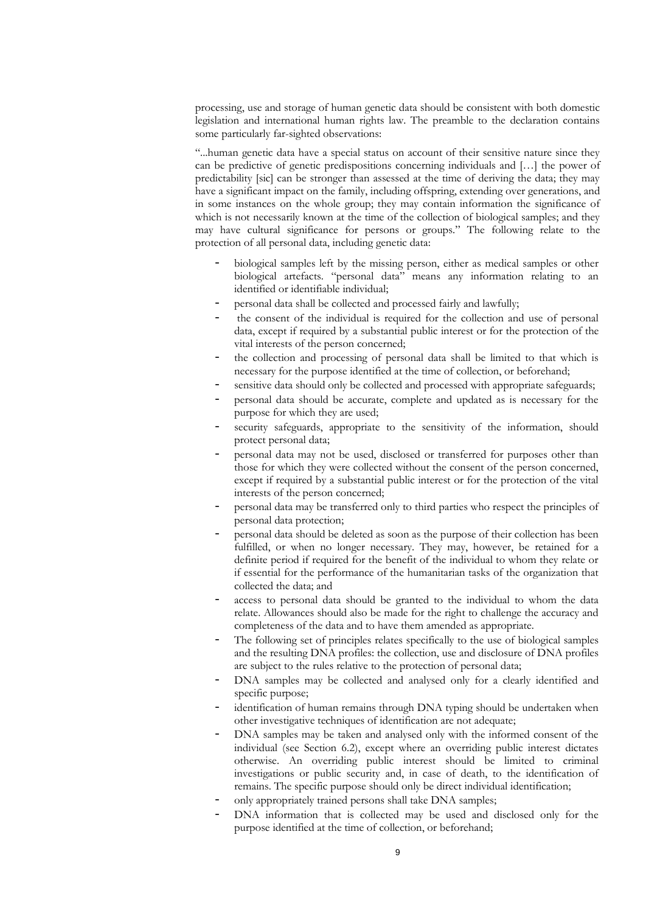processing, use and storage of human genetic data should be consistent with both domestic legislation and international human rights law. The preamble to the declaration contains some particularly far-sighted observations:

"...human genetic data have a special status on account of their sensitive nature since they can be predictive of genetic predispositions concerning individuals and […] the power of predictability [sic] can be stronger than assessed at the time of deriving the data; they may have a significant impact on the family, including offspring, extending over generations, and in some instances on the whole group; they may contain information the significance of which is not necessarily known at the time of the collection of biological samples; and they may have cultural significance for persons or groups." The following relate to the protection of all personal data, including genetic data:

- biological samples left by the missing person, either as medical samples or other biological artefacts. "personal data" means any information relating to an identified or identifiable individual;
- personal data shall be collected and processed fairly and lawfully;
- the consent of the individual is required for the collection and use of personal data, except if required by a substantial public interest or for the protection of the vital interests of the person concerned;
- the collection and processing of personal data shall be limited to that which is necessary for the purpose identified at the time of collection, or beforehand;
- sensitive data should only be collected and processed with appropriate safeguards;
- personal data should be accurate, complete and updated as is necessary for the purpose for which they are used;
- security safeguards, appropriate to the sensitivity of the information, should protect personal data;
- personal data may not be used, disclosed or transferred for purposes other than those for which they were collected without the consent of the person concerned, except if required by a substantial public interest or for the protection of the vital interests of the person concerned;
- personal data may be transferred only to third parties who respect the principles of personal data protection;
- personal data should be deleted as soon as the purpose of their collection has been fulfilled, or when no longer necessary. They may, however, be retained for a definite period if required for the benefit of the individual to whom they relate or if essential for the performance of the humanitarian tasks of the organization that collected the data; and
- access to personal data should be granted to the individual to whom the data relate. Allowances should also be made for the right to challenge the accuracy and completeness of the data and to have them amended as appropriate.
- The following set of principles relates specifically to the use of biological samples and the resulting DNA profiles: the collection, use and disclosure of DNA profiles are subject to the rules relative to the protection of personal data;
- DNA samples may be collected and analysed only for a clearly identified and specific purpose;
- identification of human remains through DNA typing should be undertaken when other investigative techniques of identification are not adequate;
- DNA samples may be taken and analysed only with the informed consent of the individual (see Section 6.2), except where an overriding public interest dictates otherwise. An overriding public interest should be limited to criminal investigations or public security and, in case of death, to the identification of remains. The specific purpose should only be direct individual identification;
- only appropriately trained persons shall take DNA samples;
- DNA information that is collected may be used and disclosed only for the purpose identified at the time of collection, or beforehand;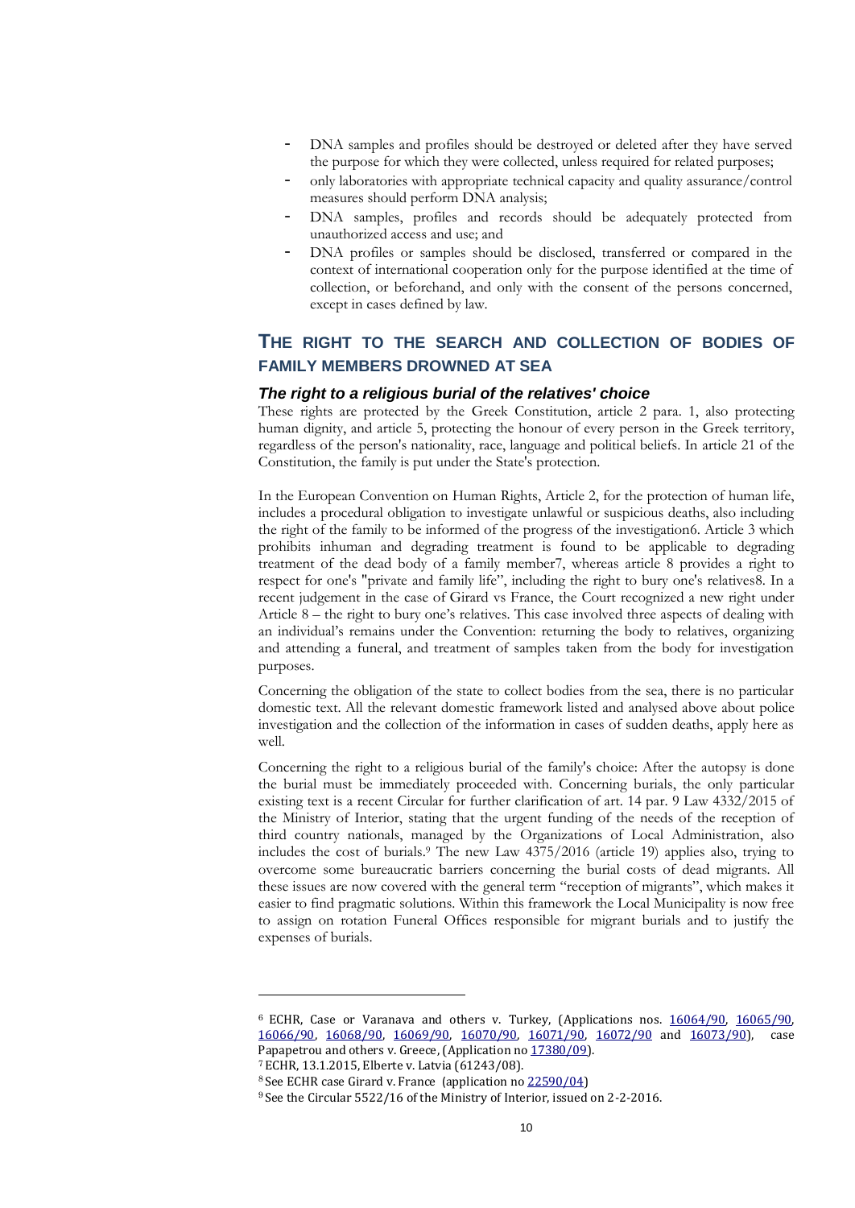- DNA samples and profiles should be destroyed or deleted after they have served the purpose for which they were collected, unless required for related purposes;
- only laboratories with appropriate technical capacity and quality assurance/control measures should perform DNA analysis;
- DNA samples, profiles and records should be adequately protected from unauthorized access and use; and
- DNA profiles or samples should be disclosed, transferred or compared in the context of international cooperation only for the purpose identified at the time of collection, or beforehand, and only with the consent of the persons concerned, except in cases defined by law.

## THE RIGHT TO THE SEARCH AND COLLECTION OF BODIES OF FAMILY MEMBERS DROWNED AT SEA

### *The right to a religious burial of the relatives' choice*

These rights are protected by the Greek Constitution, article 2 para. 1, also protecting human dignity, and article 5, protecting the honour of every person in the Greek territory, regardless of the person's nationality, race, language and political beliefs. In article 21 of the Constitution, the family is put under the State's protection.

In the European Convention on Human Rights, Article 2, for the protection of human life, includes a procedural obligation to investigate unlawful or suspicious deaths, also including the right of the family to be informed of the progress of the investigation[6]. Article 3 which prohibits inhuman and degrading treatment is found to be applicable to degrading treatment of the dead body of a family member[7], whereas article 8 provides a right to respect for one's "private and family life", including the right to bury one's relatives[8]. In a recent judgement in the case of Girard vs France, the Court recognized a new right under Article 8 – the right to bury one's relatives. This case involved three aspects of dealing with an individual's remains under the Convention: returning the body to relatives, organizing and attending a funeral, and treatment of samples taken from the body for investigation purposes.

Concerning the obligation of the state to collect bodies from the sea, there is no particular domestic text. All the relevant domestic framework listed and analysed above about police investigation and the collection of the information in cases of sudden deaths, apply here as well.

Concerning the right to a religious burial of the family's choice: After the autopsy is done the burial must be immediately proceeded with. Concerning burials, the only particular existing text is a recent Circular for further clarification of art. 14 par. 9 Law 4332/2015 of the Ministry of Interior, stating that the urgent funding of the needs of the reception of third country nationals, managed by the Organizations of Local Administration, also includes the cost of burials.[9] The new Law 4375/2016 (article 19) applies also, trying to overcome some bureaucratic barriers concerning the burial costs of dead migrants. All these issues are now covered with the general term "reception of migrants", which makes it easier to find pragmatic solutions. Within this framework the Local Municipality is now free to assign on rotation Funeral Offices responsible for migrant burials and to justify the expenses of burials.

---

[6] ECHR, Case or Varanava and others v. Turkey, (Applications nos. 16064/90, 16065/90, 16066/90, 16068/90, 16069/90, 16070/90, 16071/90, 16072/90 and 16073/90), case Papapetrou and others v. Greece, (Application no 17380/09).

[7] ECHR, 13.1.2015, Elberte v. Latvia (61243/08).

[8] See ECHR case Girard v. France (application no 22590/04)

[9] See the Circular 5522/16 of the Ministry of Interior, issued on 2-2-2016.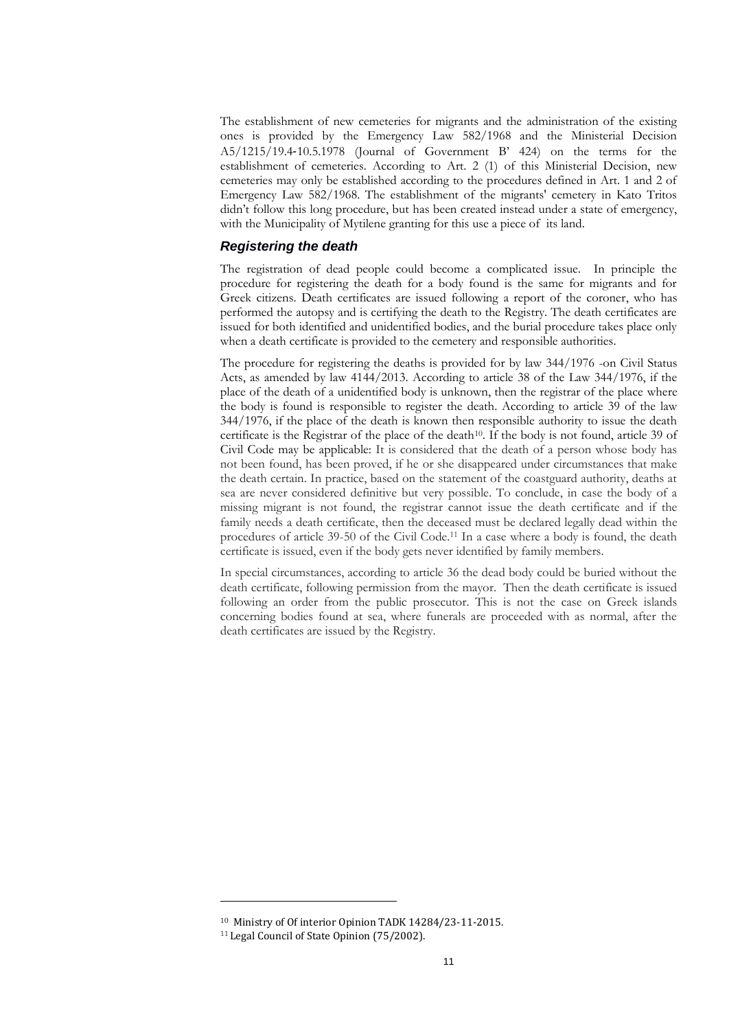The establishment of new cemeteries for migrants and the administration of the existing ones is provided by the Emergency Law 582/1968 and the Ministerial Decision A5/1215/19.4-10.5.1978 (Journal of Government B' 424) on the terms for the establishment of cemeteries. According to Art. 2 (1) of this Ministerial Decision, new cemeteries may only be established according to the procedures defined in Art. 1 and 2 of Emergency Law 582/1968. The establishment of the migrants' cemetery in Kato Tritos didn't follow this long procedure, but has been created instead under a state of emergency, with the Municipality of Mytilene granting for this use a piece of its land.

### *Registering the death*

The registration of dead people could become a complicated issue. In principle the procedure for registering the death for a body found is the same for migrants and for Greek citizens. Death certificates are issued following a report of the coroner, who has performed the autopsy and is certifying the death to the Registry. The death certificates are issued for both identified and unidentified bodies, and the burial procedure takes place only when a death certificate is provided to the cemetery and responsible authorities.

The procedure for registering the deaths is provided for by law 344/1976 -on Civil Status Acts, as amended by law 4144/2013. According to article 38 of the Law 344/1976, if the place of the death of a unidentified body is unknown, then the registrar of the place where the body is found is responsible to register the death. According to article 39 of the law 344/1976, if the place of the death is known then responsible authority to issue the death certificate is the Registrar of the place of the death[10]. If the body is not found, article 39 of Civil Code may be applicable: It is considered that the death of a person whose body has not been found, has been proved, if he or she disappeared under circumstances that make the death certain. In practice, based on the statement of the coastguard authority, deaths at sea are never considered definitive but very possible. To conclude, in case the body of a missing migrant is not found, the registrar cannot issue the death certificate and if the family needs a death certificate, then the deceased must be declared legally dead within the procedures of article 39-50 of the Civil Code.[11] In a case where a body is found, the death certificate is issued, even if the body gets never identified by family members.

In special circumstances, according to article 36 the dead body could be buried without the death certificate, following permission from the mayor. Then the death certificate is issued following an order from the public prosecutor. This is not the case on Greek islands concerning bodies found at sea, where funerals are proceeded with as normal, after the death certificates are issued by the Registry.

---

[10] Ministry of Of interior Opinion TADK 14284/23-11-2015.

[11] Legal Council of State Opinion (75/2002).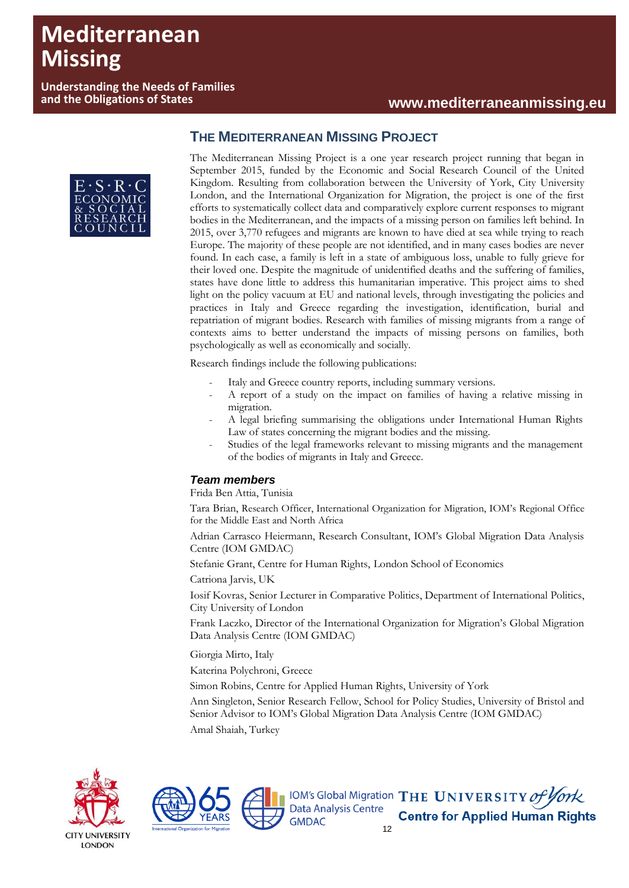# Mediterranean Missing

**Understanding the Needs of Families and the Obligations of States**

**www.mediterraneanmissing.eu**

## THE MEDITERRANEAN MISSING PROJECT

E·S·R·C ECONOMIC & SOCIAL RESEARCH COUNCIL

The Mediterranean Missing Project is a one year research project running that began in September 2015, funded by the Economic and Social Research Council of the United Kingdom. Resulting from collaboration between the University of York, City University London, and the International Organization for Migration, the project is one of the first efforts to systematically collect data and comparatively explore current responses to migrant bodies in the Mediterranean, and the impacts of a missing person on families left behind. In 2015, over 3,770 refugees and migrants are known to have died at sea while trying to reach Europe. The majority of these people are not identified, and in many cases bodies are never found. In each case, a family is left in a state of ambiguous loss, unable to fully grieve for their loved one. Despite the magnitude of unidentified deaths and the suffering of families, states have done little to address this humanitarian imperative. This project aims to shed light on the policy vacuum at EU and national levels, through investigating the policies and practices in Italy and Greece regarding the investigation, identification, burial and repatriation of migrant bodies. Research with families of missing migrants from a range of contexts aims to better understand the impacts of missing persons on families, both psychologically as well as economically and socially.

Research findings include the following publications:

- Italy and Greece country reports, including summary versions.
- A report of a study on the impact on families of having a relative missing in migration.
- A legal briefing summarising the obligations under International Human Rights Law of states concerning the migrant bodies and the missing.
- Studies of the legal frameworks relevant to missing migrants and the management of the bodies of migrants in Italy and Greece.

### *Team members*

Frida Ben Attia, Tunisia

Tara Brian, Research Officer, International Organization for Migration, IOM's Regional Office for the Middle East and North Africa

Adrian Carrasco Heiermann, Research Consultant, IOM's Global Migration Data Analysis Centre (IOM GMDAC)

Stefanie Grant, Centre for Human Rights, London School of Economics

Catriona Jarvis, UK

Iosif Kovras, Senior Lecturer in Comparative Politics, Department of International Politics, City University of London

Frank Laczko, Director of the International Organization for Migration's Global Migration Data Analysis Centre (IOM GMDAC)

Giorgia Mirto, Italy

Katerina Polychroni, Greece

Simon Robins, Centre for Applied Human Rights, University of York

Ann Singleton, Senior Research Fellow, School for Policy Studies, University of Bristol and Senior Advisor to IOM's Global Migration Data Analysis Centre (IOM GMDAC)

Amal Shaiah, Turkey

CITY UNIVERSITY LONDON

International Organization for Migration 65 YEARS

IOM's Global Migration Data Analysis Centre GMDAC

THE UNIVERSITY of York Centre for Applied Human Rights